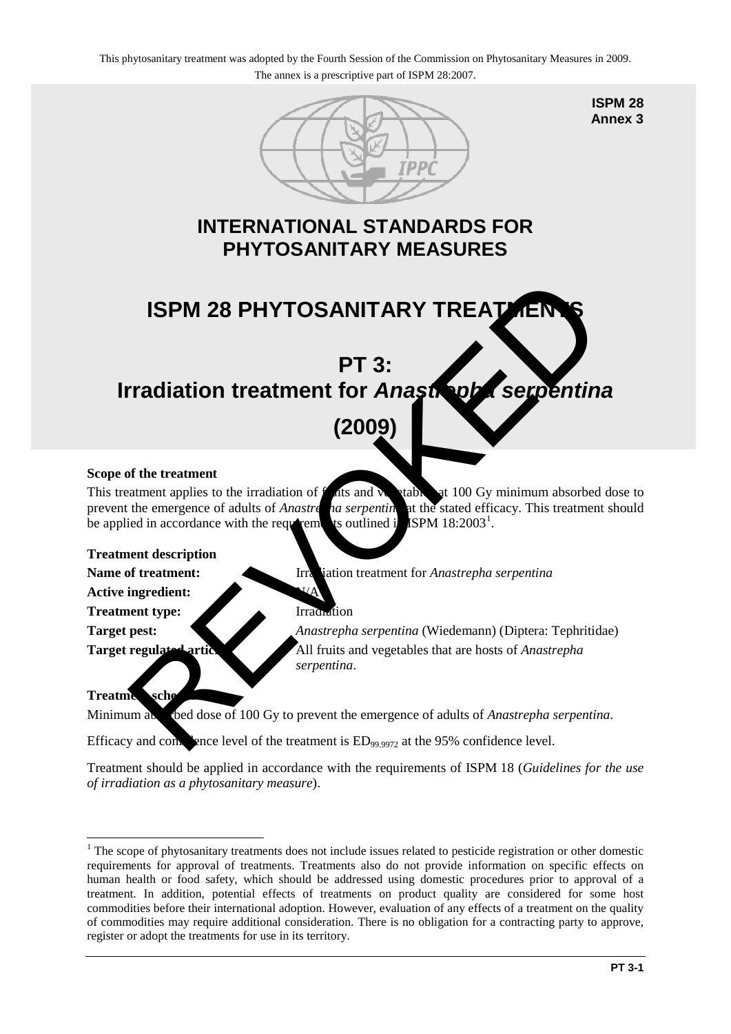This phytosanitary treatment was adopted by the Fourth Session of the Commission on Phytosanitary Measures in 2009.
The annex is a prescriptive part of ISPM 28:2007.

**ISPM 28**
**Annex 3**

# INTERNATIONAL STANDARDS FOR PHYTOSANITARY MEASURES

# ISPM 28 PHYTOSANITARY TREATMENTS

# PT 3: Irradiation treatment for *Anastrepha serpentina* (2009)

REVOKED

**Scope of the treatment**

This treatment applies to the irradiation of fruits and vegetables at 100 Gy minimum absorbed dose to prevent the emergence of adults of *Anastrepha serpentina* at the stated efficacy. This treatment should be applied in accordance with the requirements outlined in ISPM 18:2003[1].

**Treatment description**

**Name of treatment:** Irradiation treatment for *Anastrepha serpentina*

**Active ingredient:** N/A

**Treatment type:** Irradiation

**Target pest:** *Anastrepha serpentina* (Wiedemann) (Diptera: Tephritidae)

**Target regulated articles:** All fruits and vegetables that are hosts of *Anastrepha serpentina*.

**Treatment schedule**

Minimum absorbed dose of 100 Gy to prevent the emergence of adults of *Anastrepha serpentina*.

Efficacy and confidence level of the treatment is $ED_{99.9972}$ at the 95% confidence level.

Treatment should be applied in accordance with the requirements of ISPM 18 (*Guidelines for the use of irradiation as a phytosanitary measure*).

[1] The scope of phytosanitary treatments does not include issues related to pesticide registration or other domestic requirements for approval of treatments. Treatments also do not provide information on specific effects on human health or food safety, which should be addressed using domestic procedures prior to approval of a treatment. In addition, potential effects of treatments on product quality are considered for some host commodities before their international adoption. However, evaluation of any effects of a treatment on the quality of commodities may require additional consideration. There is no obligation for a contracting party to approve, register or adopt the treatments for use in its territory.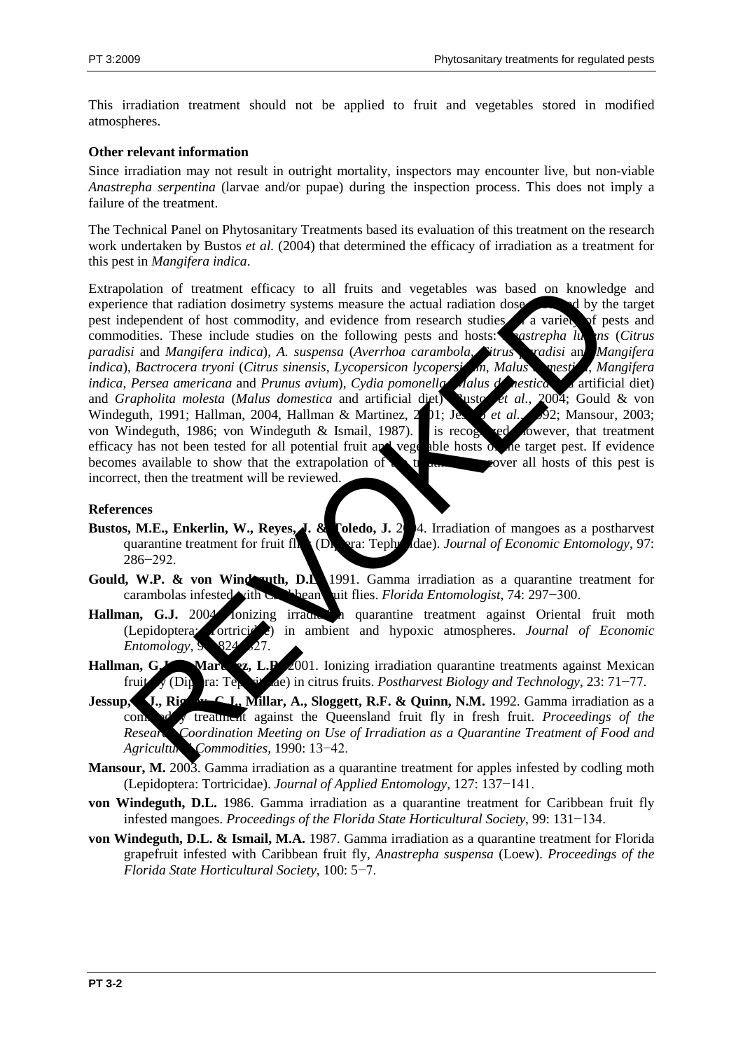This irradiation treatment should not be applied to fruit and vegetables stored in modified atmospheres.

**Other relevant information**

Since irradiation may not result in outright mortality, inspectors may encounter live, but non-viable *Anastrepha serpentina* (larvae and/or pupae) during the inspection process. This does not imply a failure of the treatment.

The Technical Panel on Phytosanitary Treatments based its evaluation of this treatment on the research work undertaken by Bustos *et al.* (2004) that determined the efficacy of irradiation as a treatment for this pest in *Mangifera indica*.

Extrapolation of treatment efficacy to all fruits and vegetables was based on knowledge and experience that radiation dosimetry systems measure the actual radiation dose absorbed by the target pest independent of host commodity, and evidence from research studies on a variety of pests and commodities. These include studies on the following pests and hosts: *Anastrepha ludens* (*Citrus paradisi* and *Mangifera indica*), *A. suspensa* (*Averrhoa carambola*, *Citrus paradisi* and *Mangifera indica*), *Bactrocera tryoni* (*Citrus sinensis*, *Lycopersicon lycopersicum*, *Malus domestica*, *Mangifera indica*, *Persea americana* and *Prunus avium*), *Cydia pomonella* (*Malus domestica* and artificial diet) and *Grapholita molesta* (*Malus domestica* and artificial diet) (Bustos *et al.*, 2004; Gould & von Windeguth, 1991; Hallman, 2004, Hallman & Martinez, 2001; Jessup *et al.*, 1992; Mansour, 2003; von Windeguth, 1986; von Windeguth & Ismail, 1987). It is recognized, however, that treatment efficacy has not been tested for all potential fruit and vegetable hosts of the target pest. If evidence becomes available to show that the extrapolation of the treatment to cover all hosts of this pest is incorrect, then the treatment will be reviewed.

**References**

**Bustos, M.E., Enkerlin, W., Reyes, J. & Toledo, J.** 2004. Irradiation of mangoes as a postharvest quarantine treatment for fruit flies (Diptera: Tephritidae). *Journal of Economic Entomology*, 97: 286−292.

**Gould, W.P. & von Windeguth, D.L.** 1991. Gamma irradiation as a quarantine treatment for carambolas infested with Caribbean fruit flies. *Florida Entomologist*, 74: 297−300.

**Hallman, G.J.** 2004. Ionizing irradiation quarantine treatment against Oriental fruit moth (Lepidoptera: Tortricidae) in ambient and hypoxic atmospheres. *Journal of Economic Entomology*, 97: 824−827.

**Hallman, G.J. & Martinez, L.R.** 2001. Ionizing irradiation quarantine treatments against Mexican fruit fly (Diptera: Tephritidae) in citrus fruits. *Postharvest Biology and Technology*, 23: 71−77.

**Jessup, A.J., Rigney, C.J., Millar, A., Sloggett, R.F. & Quinn, N.M.** 1992. Gamma irradiation as a commodity treatment against the Queensland fruit fly in fresh fruit. *Proceedings of the Research Coordination Meeting on Use of Irradiation as a Quarantine Treatment of Food and Agricultural Commodities*, 1990: 13−42.

**Mansour, M.** 2003. Gamma irradiation as a quarantine treatment for apples infested by codling moth (Lepidoptera: Tortricidae). *Journal of Applied Entomology*, 127: 137−141.

**von Windeguth, D.L.** 1986. Gamma irradiation as a quarantine treatment for Caribbean fruit fly infested mangoes. *Proceedings of the Florida State Horticultural Society*, 99: 131−134.

**von Windeguth, D.L. & Ismail, M.A.** 1987. Gamma irradiation as a quarantine treatment for Florida grapefruit infested with Caribbean fruit fly, *Anastrepha suspensa* (Loew). *Proceedings of the Florida State Horticultural Society*, 100: 5−7.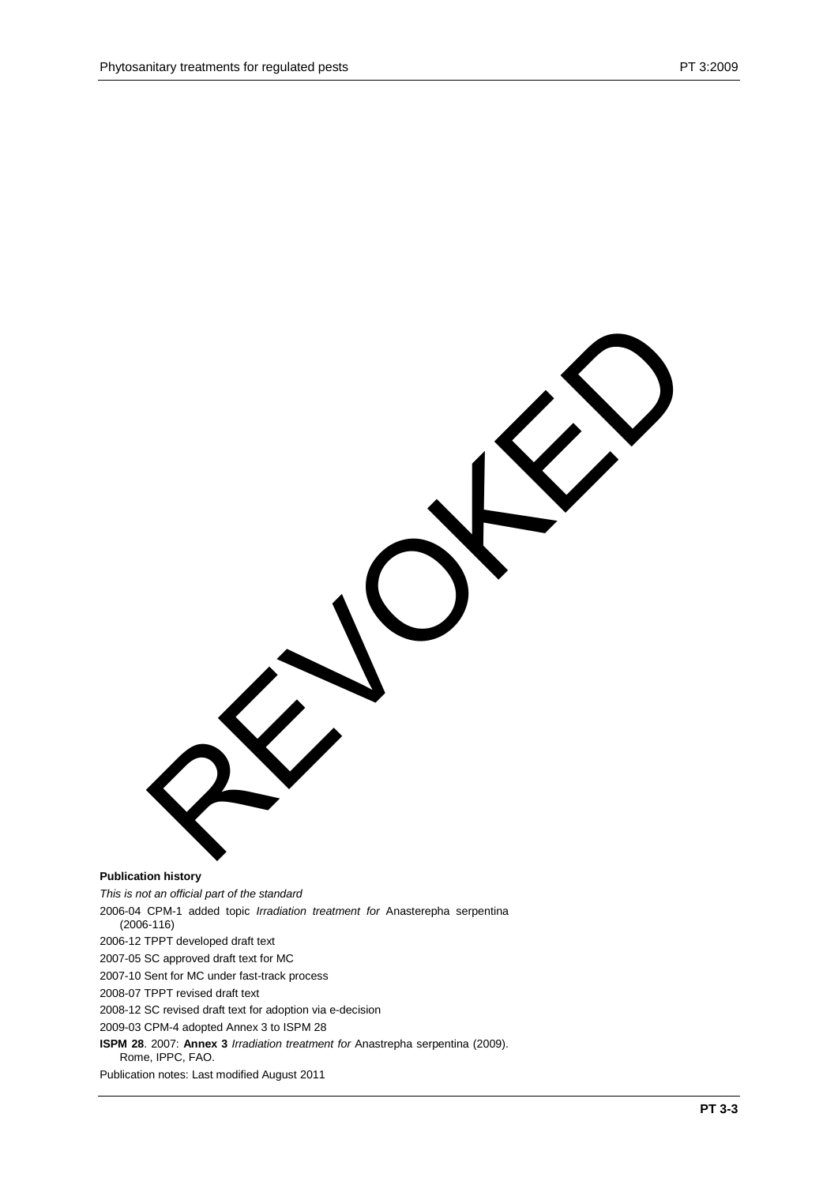REVOKED

**Publication history**

*This is not an official part of the standard*

2006-04 CPM-1 added topic *Irradiation treatment for* Anasterepha serpentina (2006-116)

2006-12 TPPT developed draft text

2007-05 SC approved draft text for MC

2007-10 Sent for MC under fast-track process

2008-07 TPPT revised draft text

2008-12 SC revised draft text for adoption via e-decision

2009-03 CPM-4 adopted Annex 3 to ISPM 28

**ISPM 28**. 2007: **Annex 3** *Irradiation treatment for* Anastrepha serpentina (2009). Rome, IPPC, FAO.

Publication notes: Last modified August 2011